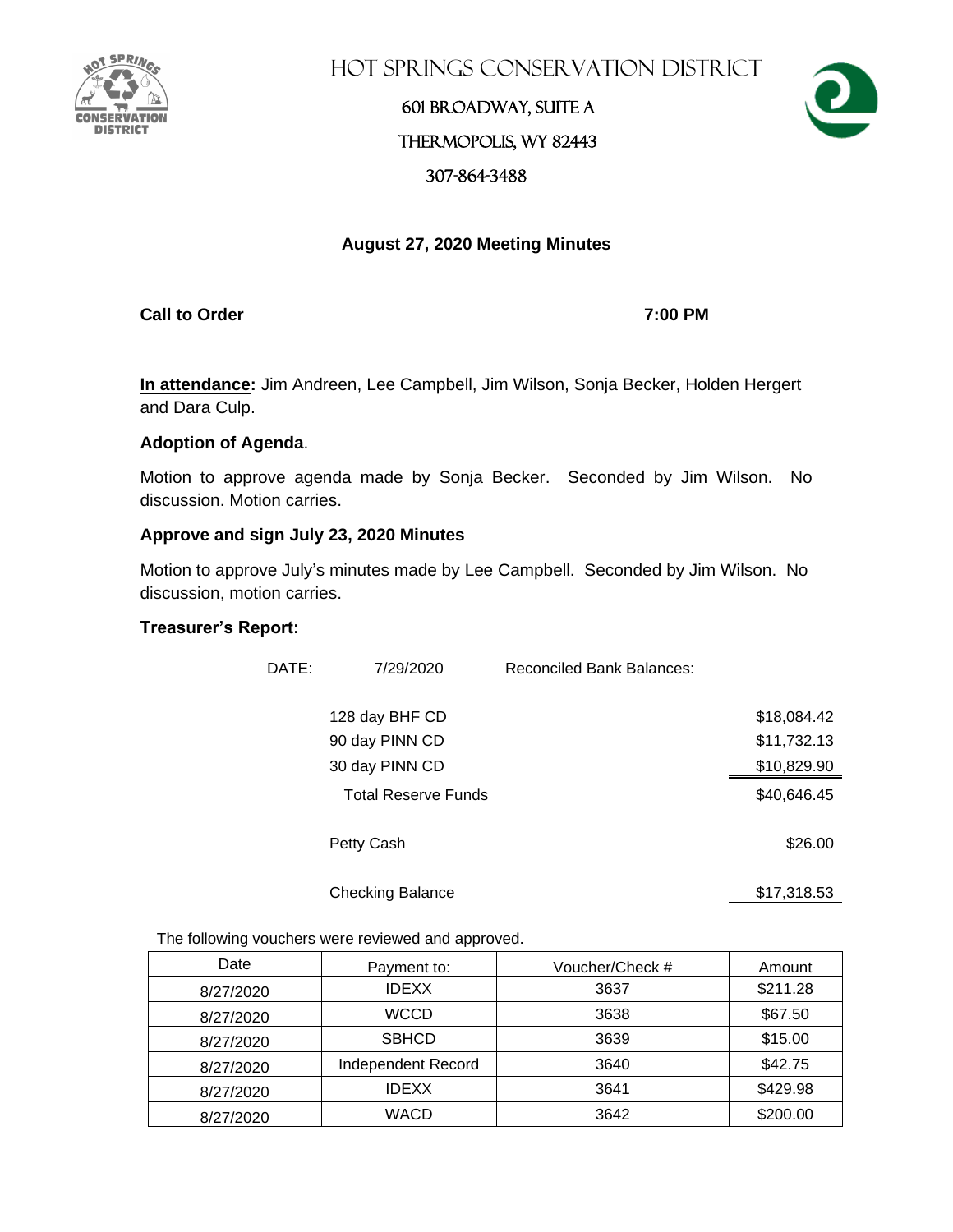# Hot Springs Conservation District

601 Broadway, Suite A

Thermopolis, WY 82443

307-864-3488

## August 27, 2020 Meeting Minutes

**Call to Order** **7:00 PM**

**In attendance:** Jim Andreen, Lee Campbell, Jim Wilson, Sonja Becker, Holden Hergert and Dara Culp.

**Adoption of Agenda**.

Motion to approve agenda made by Sonja Becker. Seconded by Jim Wilson. No discussion. Motion carries.

**Approve and sign July 23, 2020 Minutes**

Motion to approve July's minutes made by Lee Campbell. Seconded by Jim Wilson. No discussion, motion carries.

**Treasurer's Report:**

DATE: 7/29/2020 Reconciled Bank Balances:

| | |
|---|---|
| 128 day BHF CD | $18,084.42 |
| 90 day PINN CD | $11,732.13 |
| 30 day PINN CD | $10,829.90 |
| Total Reserve Funds | $40,646.45 |
| Petty Cash | $26.00 |
| Checking Balance | $17,318.53 |

The following vouchers were reviewed and approved.

| Date | Payment to: | Voucher/Check # | Amount |
|---|---|---|---|
| 8/27/2020 | IDEXX | 3637 | $211.28 |
| 8/27/2020 | WCCD | 3638 | $67.50 |
| 8/27/2020 | SBHCD | 3639 | $15.00 |
| 8/27/2020 | Independent Record | 3640 | $42.75 |
| 8/27/2020 | IDEXX | 3641 | $429.98 |
| 8/27/2020 | WACD | 3642 | $200.00 |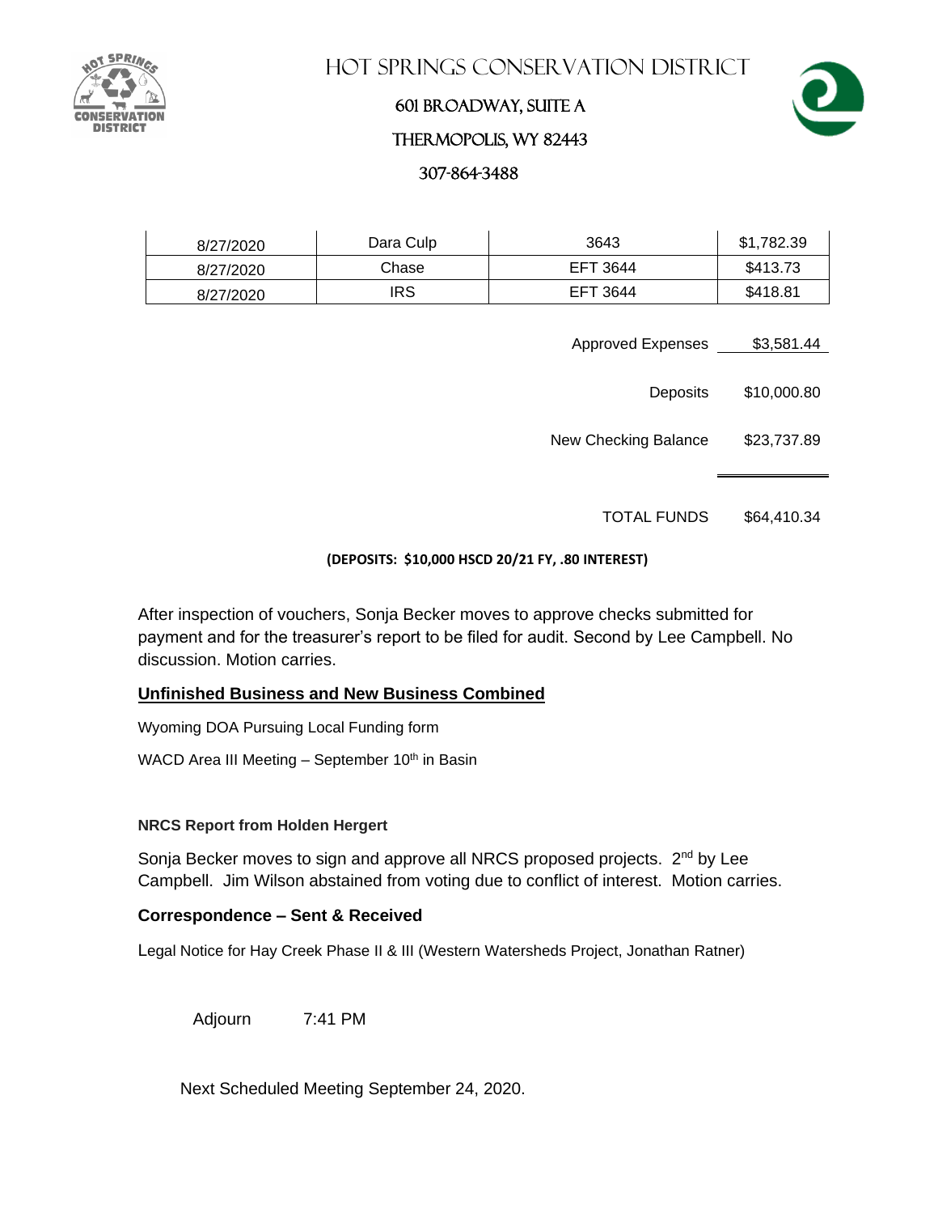# HOT SPRINGS CONSERVATION DISTRICT

601 BROADWAY, SUITE A

THERMOPOLIS, WY 82443

307-864-3488

| 8/27/2020 | Dara Culp | 3643 | $1,782.39 |
|---|---|---|---|
| 8/27/2020 | Chase | EFT 3644 | $413.73 |
| 8/27/2020 | IRS | EFT 3644 | $418.81 |

| | |
|---|---|
| Approved Expenses | $3,581.44 |
| Deposits | $10,000.80 |
| New Checking Balance | $23,737.89 |
| TOTAL FUNDS | $64,410.34 |

**(DEPOSITS: $10,000 HSCD 20/21 FY, .80 INTEREST)**

After inspection of vouchers, Sonja Becker moves to approve checks submitted for payment and for the treasurer's report to be filed for audit. Second by Lee Campbell. No discussion. Motion carries.

## Unfinished Business and New Business Combined

Wyoming DOA Pursuing Local Funding form

WACD Area III Meeting – September 10th in Basin

### NRCS Report from Holden Hergert

Sonja Becker moves to sign and approve all NRCS proposed projects. 2nd by Lee Campbell. Jim Wilson abstained from voting due to conflict of interest. Motion carries.

### Correspondence – Sent & Received

Legal Notice for Hay Creek Phase II & III (Western Watersheds Project, Jonathan Ratner)

Adjourn 7:41 PM

Next Scheduled Meeting September 24, 2020.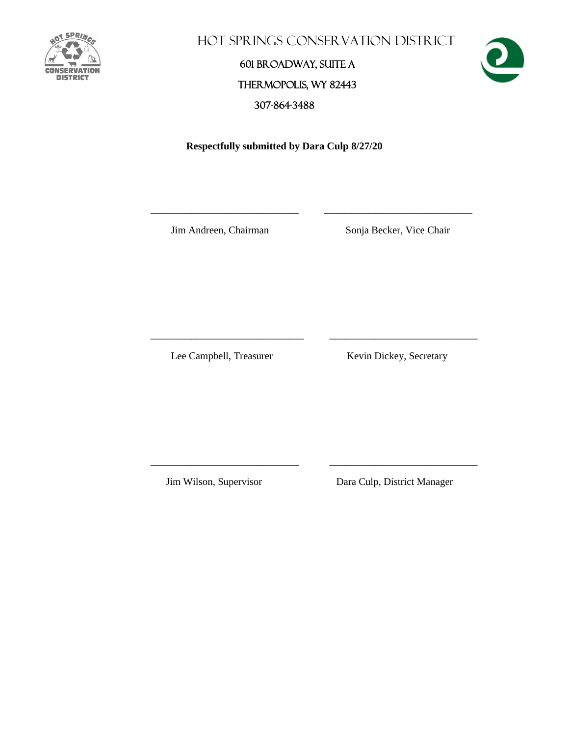# Hot Springs Conservation District

601 Broadway, Suite A

Thermopolis, WY 82443

307-864-3488

**Respectfully submitted by Dara Culp 8/27/20**

| | |
|---|---|
| ______________________________ | ______________________________ |
| Jim Andreen, Chairman | Sonja Becker, Vice Chair |
| ______________________________ | ______________________________ |
| Lee Campbell, Treasurer | Kevin Dickey, Secretary |
| ______________________________ | ______________________________ |
| Jim Wilson, Supervisor | Dara Culp, District Manager |